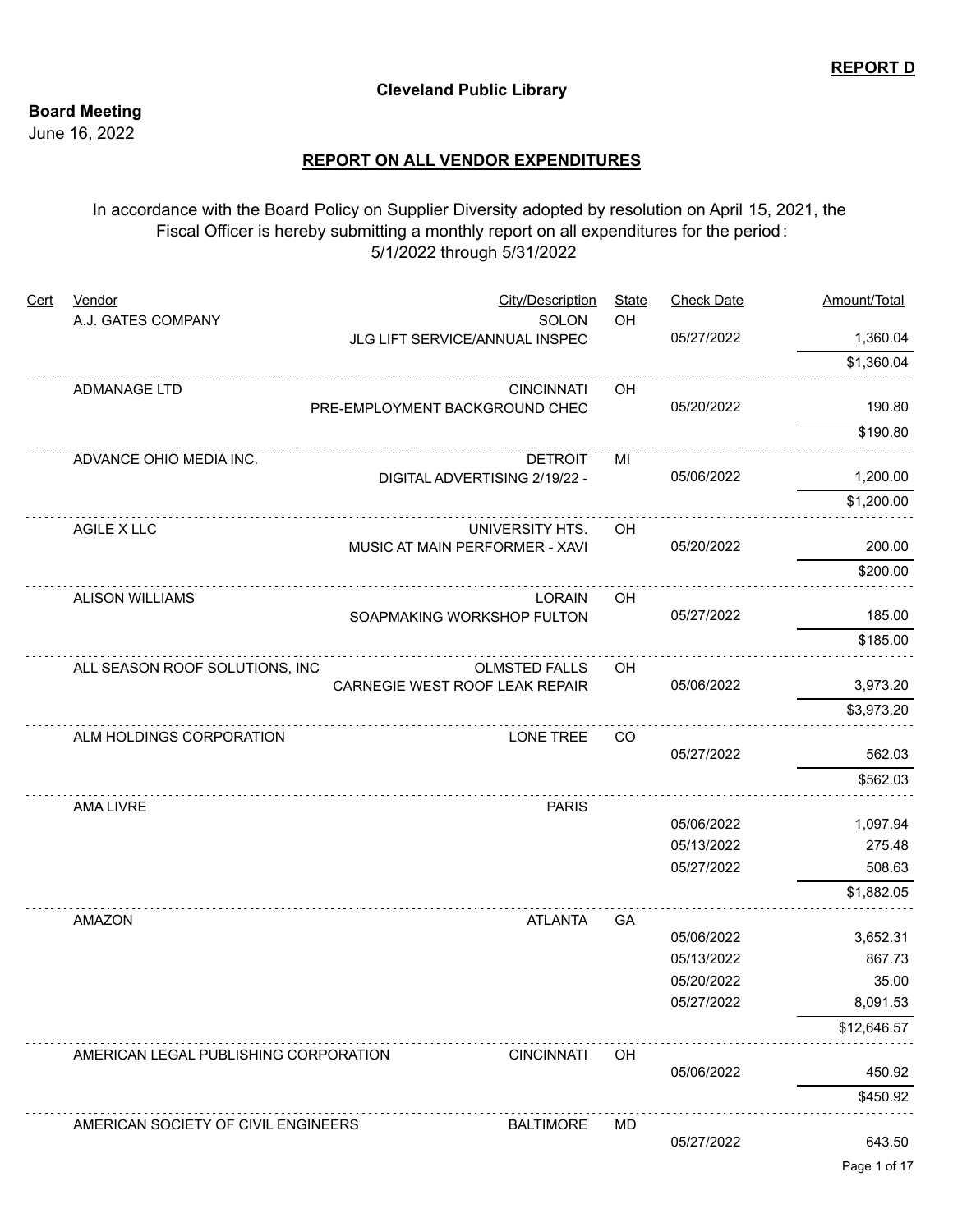**REPORT D**

**Cleveland Public Library**

**Board Meeting**
June 16, 2022

## REPORT ON ALL VENDOR EXPENDITURES

In accordance with the Board Policy on Supplier Diversity adopted by resolution on April 15, 2021, the Fiscal Officer is hereby submitting a monthly report on all expenditures for the period: 5/1/2022 through 5/31/2022

| Cert | Vendor | City/Description | State | Check Date | Amount/Total |
|---|---|---|---|---|---|
| | A.J. GATES COMPANY | SOLON | OH | | |
| | | JLG LIFT SERVICE/ANNUAL INSPEC | | 05/27/2022 | 1,360.04 |
| | | | | | $1,360.04 |
| | ADMANAGE LTD | CINCINNATI | OH | | |
| | | PRE-EMPLOYMENT BACKGROUND CHEC | | 05/20/2022 | 190.80 |
| | | | | | $190.80 |
| | ADVANCE OHIO MEDIA INC. | DETROIT | MI | | |
| | | DIGITAL ADVERTISING 2/19/22 - | | 05/06/2022 | 1,200.00 |
| | | | | | $1,200.00 |
| | AGILE X LLC | UNIVERSITY HTS. | OH | | |
| | | MUSIC AT MAIN PERFORMER - XAVI | | 05/20/2022 | 200.00 |
| | | | | | $200.00 |
| | ALISON WILLIAMS | LORAIN | OH | | |
| | | SOAPMAKING WORKSHOP FULTON | | 05/27/2022 | 185.00 |
| | | | | | $185.00 |
| | ALL SEASON ROOF SOLUTIONS, INC | OLMSTED FALLS | OH | | |
| | | CARNEGIE WEST ROOF LEAK REPAIR | | 05/06/2022 | 3,973.20 |
| | | | | | $3,973.20 |
| | ALM HOLDINGS CORPORATION | LONE TREE | CO | | |
| | | | | 05/27/2022 | 562.03 |
| | | | | | $562.03 |
| | AMA LIVRE | PARIS | | | |
| | | | | 05/06/2022 | 1,097.94 |
| | | | | 05/13/2022 | 275.48 |
| | | | | 05/27/2022 | 508.63 |
| | | | | | $1,882.05 |
| | AMAZON | ATLANTA | GA | | |
| | | | | 05/06/2022 | 3,652.31 |
| | | | | 05/13/2022 | 867.73 |
| | | | | 05/20/2022 | 35.00 |
| | | | | 05/27/2022 | 8,091.53 |
| | | | | | $12,646.57 |
| | AMERICAN LEGAL PUBLISHING CORPORATION | CINCINNATI | OH | | |
| | | | | 05/06/2022 | 450.92 |
| | | | | | $450.92 |
| | AMERICAN SOCIETY OF CIVIL ENGINEERS | BALTIMORE | MD | | |
| | | | | 05/27/2022 | 643.50 |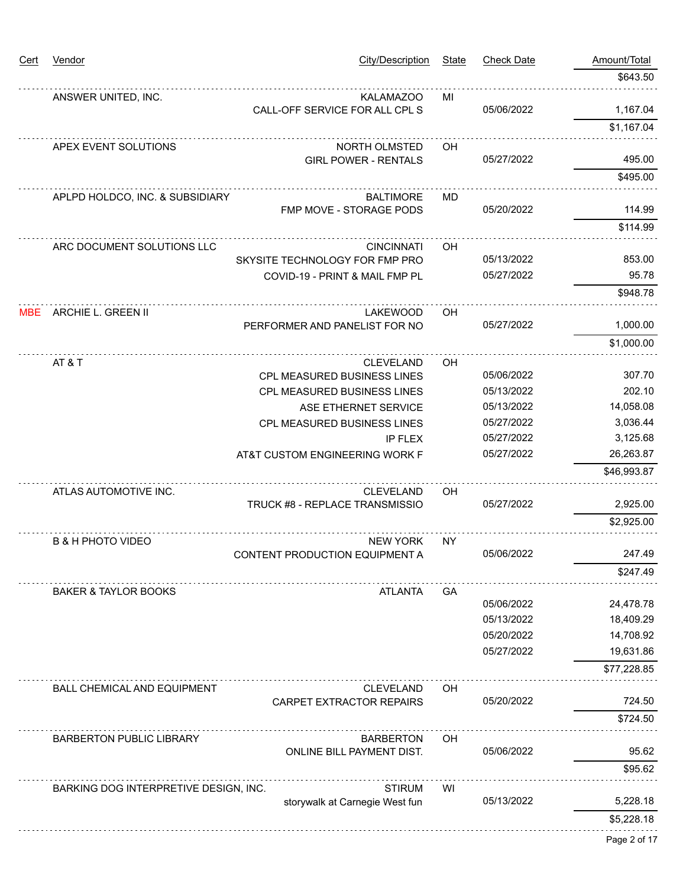| Cert | Vendor | City/Description | State | Check Date | Amount/Total |
|---|---|---|---|---|---|
| | | | | | $643.50 |
| | ANSWER UNITED, INC. | KALAMAZOO | MI | | |
| | | CALL-OFF SERVICE FOR ALL CPL S | | 05/06/2022 | 1,167.04 |
| | | | | | $1,167.04 |
| | APEX EVENT SOLUTIONS | NORTH OLMSTED | OH | | |
| | | GIRL POWER - RENTALS | | 05/27/2022 | 495.00 |
| | | | | | $495.00 |
| | APLPD HOLDCO, INC. & SUBSIDIARY | BALTIMORE | MD | | |
| | | FMP MOVE - STORAGE PODS | | 05/20/2022 | 114.99 |
| | | | | | $114.99 |
| | ARC DOCUMENT SOLUTIONS LLC | CINCINNATI | OH | | |
| | | SKYSITE TECHNOLOGY FOR FMP PRO | | 05/13/2022 | 853.00 |
| | | COVID-19 - PRINT & MAIL FMP PL | | 05/27/2022 | 95.78 |
| | | | | | $948.78 |
| MBE | ARCHIE L. GREEN II | LAKEWOOD | OH | | |
| | | PERFORMER AND PANELIST FOR NO | | 05/27/2022 | 1,000.00 |
| | | | | | $1,000.00 |
| | AT & T | CLEVELAND | OH | | |
| | | CPL MEASURED BUSINESS LINES | | 05/06/2022 | 307.70 |
| | | CPL MEASURED BUSINESS LINES | | 05/13/2022 | 202.10 |
| | | ASE ETHERNET SERVICE | | 05/13/2022 | 14,058.08 |
| | | CPL MEASURED BUSINESS LINES | | 05/27/2022 | 3,036.44 |
| | | IP FLEX | | 05/27/2022 | 3,125.68 |
| | | AT&T CUSTOM ENGINEERING WORK F | | 05/27/2022 | 26,263.87 |
| | | | | | $46,993.87 |
| | ATLAS AUTOMOTIVE INC. | CLEVELAND | OH | | |
| | | TRUCK #8 - REPLACE TRANSMISSIO | | 05/27/2022 | 2,925.00 |
| | | | | | $2,925.00 |
| | B & H PHOTO VIDEO | NEW YORK | NY | | |
| | | CONTENT PRODUCTION EQUIPMENT A | | 05/06/2022 | 247.49 |
| | | | | | $247.49 |
| | BAKER & TAYLOR BOOKS | ATLANTA | GA | | |
| | | | | 05/06/2022 | 24,478.78 |
| | | | | 05/13/2022 | 18,409.29 |
| | | | | 05/20/2022 | 14,708.92 |
| | | | | 05/27/2022 | 19,631.86 |
| | | | | | $77,228.85 |
| | BALL CHEMICAL AND EQUIPMENT | CLEVELAND | OH | | |
| | | CARPET EXTRACTOR REPAIRS | | 05/20/2022 | 724.50 |
| | | | | | $724.50 |
| | BARBERTON PUBLIC LIBRARY | BARBERTON | OH | | |
| | | ONLINE BILL PAYMENT DIST. | | 05/06/2022 | 95.62 |
| | | | | | $95.62 |
| | BARKING DOG INTERPRETIVE DESIGN, INC. | STIRUM | WI | | |
| | | storywalk at Carnegie West fun | | 05/13/2022 | 5,228.18 |
| | | | | | $5,228.18 |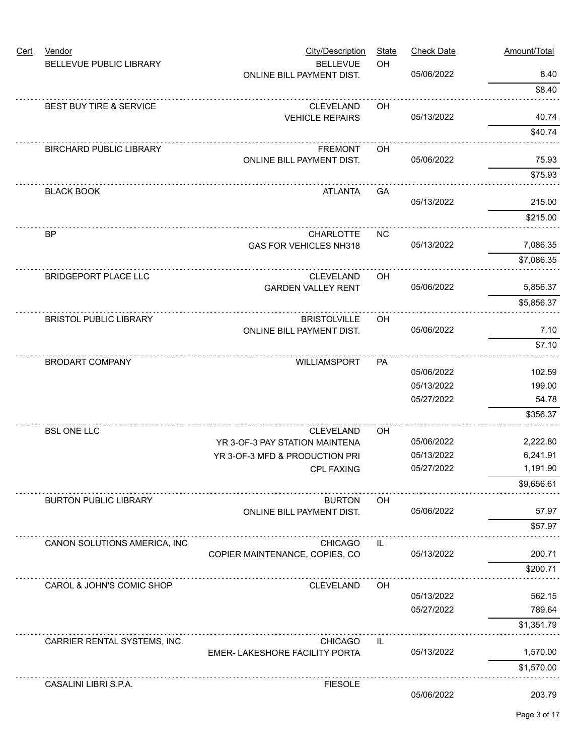| Cert | Vendor | City/Description | State | Check Date | Amount/Total |
|---|---|---|---|---|---|
| | BELLEVUE PUBLIC LIBRARY | BELLEVUE | OH | | |
| | | ONLINE BILL PAYMENT DIST. | | 05/06/2022 | 8.40 |
| | | | | | $8.40 |
| | BEST BUY TIRE & SERVICE | CLEVELAND | OH | | |
| | | VEHICLE REPAIRS | | 05/13/2022 | 40.74 |
| | | | | | $40.74 |
| | BIRCHARD PUBLIC LIBRARY | FREMONT | OH | | |
| | | ONLINE BILL PAYMENT DIST. | | 05/06/2022 | 75.93 |
| | | | | | $75.93 |
| | BLACK BOOK | ATLANTA | GA | | |
| | | | | 05/13/2022 | 215.00 |
| | | | | | $215.00 |
| | BP | CHARLOTTE | NC | | |
| | | GAS FOR VEHICLES NH318 | | 05/13/2022 | 7,086.35 |
| | | | | | $7,086.35 |
| | BRIDGEPORT PLACE LLC | CLEVELAND | OH | | |
| | | GARDEN VALLEY RENT | | 05/06/2022 | 5,856.37 |
| | | | | | $5,856.37 |
| | BRISTOL PUBLIC LIBRARY | BRISTOLVILLE | OH | | |
| | | ONLINE BILL PAYMENT DIST. | | 05/06/2022 | 7.10 |
| | | | | | $7.10 |
| | BRODART COMPANY | WILLIAMSPORT | PA | | |
| | | | | 05/06/2022 | 102.59 |
| | | | | 05/13/2022 | 199.00 |
| | | | | 05/27/2022 | 54.78 |
| | | | | | $356.37 |
| | BSL ONE LLC | CLEVELAND | OH | | |
| | | YR 3-OF-3 PAY STATION MAINTENA | | 05/06/2022 | 2,222.80 |
| | | YR 3-OF-3 MFD & PRODUCTION PRI | | 05/13/2022 | 6,241.91 |
| | | CPL FAXING | | 05/27/2022 | 1,191.90 |
| | | | | | $9,656.61 |
| | BURTON PUBLIC LIBRARY | BURTON | OH | | |
| | | ONLINE BILL PAYMENT DIST. | | 05/06/2022 | 57.97 |
| | | | | | $57.97 |
| | CANON SOLUTIONS AMERICA, INC | CHICAGO | IL | | |
| | | COPIER MAINTENANCE, COPIES, CO | | 05/13/2022 | 200.71 |
| | | | | | $200.71 |
| | CAROL & JOHN'S COMIC SHOP | CLEVELAND | OH | | |
| | | | | 05/13/2022 | 562.15 |
| | | | | 05/27/2022 | 789.64 |
| | | | | | $1,351.79 |
| | CARRIER RENTAL SYSTEMS, INC. | CHICAGO | IL | | |
| | | EMER- LAKESHORE FACILITY PORTA | | 05/13/2022 | 1,570.00 |
| | | | | | $1,570.00 |
| | CASALINI LIBRI S.P.A. | FIESOLE | | | |
| | | | | 05/06/2022 | 203.79 |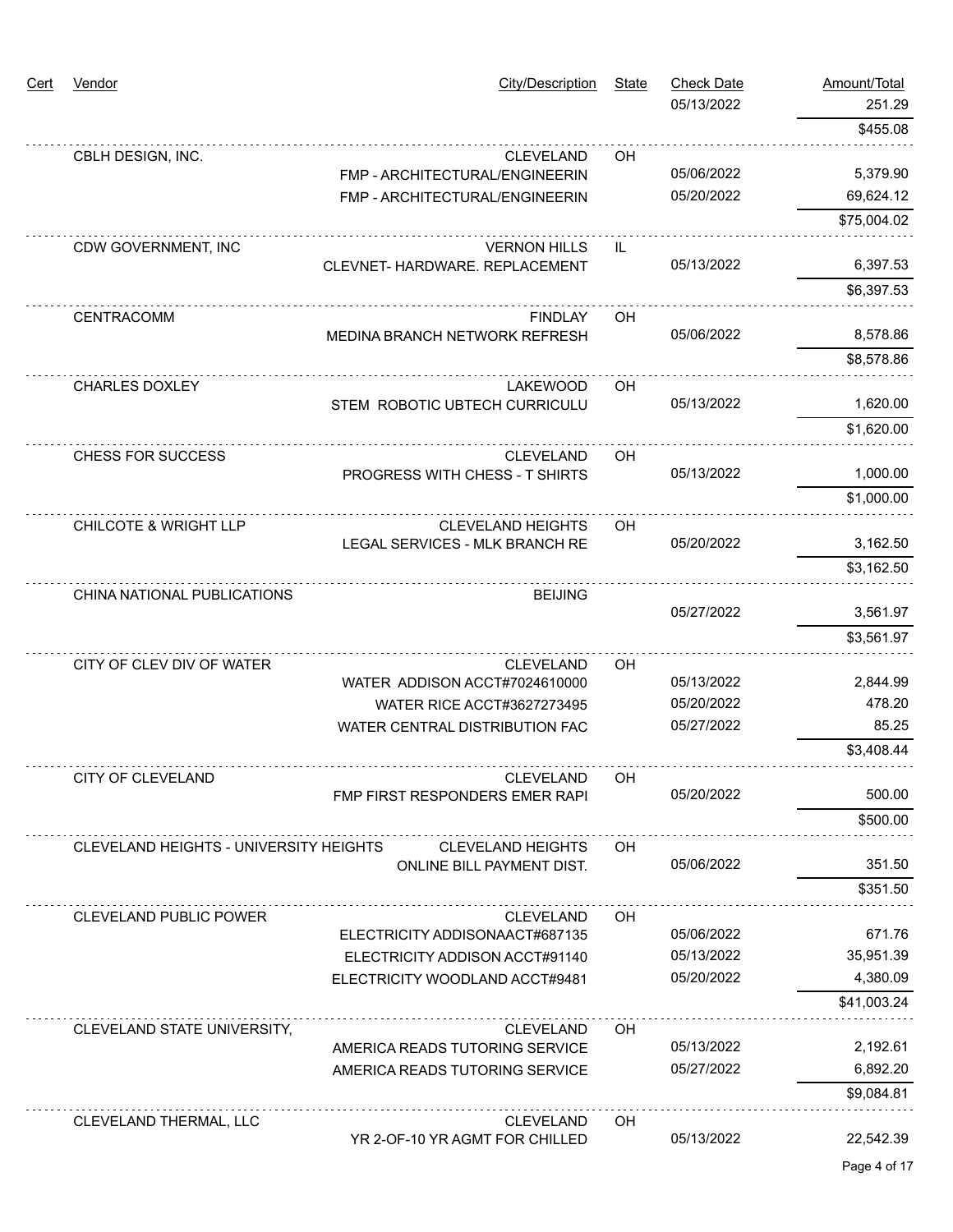| Cert | Vendor | City/Description | State | Check Date | Amount/Total |
|---|---|---|---|---|---|
| | | | | 05/13/2022 | 251.29 |
| | | | | | $455.08 |
| | CBLH DESIGN, INC. | CLEVELAND | OH | | |
| | | FMP - ARCHITECTURAL/ENGINEERIN | | 05/06/2022 | 5,379.90 |
| | | FMP - ARCHITECTURAL/ENGINEERIN | | 05/20/2022 | 69,624.12 |
| | | | | | $75,004.02 |
| | CDW GOVERNMENT, INC | VERNON HILLS | IL | | |
| | | CLEVNET- HARDWARE. REPLACEMENT | | 05/13/2022 | 6,397.53 |
| | | | | | $6,397.53 |
| | CENTRACOMM | FINDLAY | OH | | |
| | | MEDINA BRANCH NETWORK REFRESH | | 05/06/2022 | 8,578.86 |
| | | | | | $8,578.86 |
| | CHARLES DOXLEY | LAKEWOOD | OH | | |
| | | STEM ROBOTIC UBTECH CURRICULU | | 05/13/2022 | 1,620.00 |
| | | | | | $1,620.00 |
| | CHESS FOR SUCCESS | CLEVELAND | OH | | |
| | | PROGRESS WITH CHESS - T SHIRTS | | 05/13/2022 | 1,000.00 |
| | | | | | $1,000.00 |
| | CHILCOTE & WRIGHT LLP | CLEVELAND HEIGHTS | OH | | |
| | | LEGAL SERVICES - MLK BRANCH RE | | 05/20/2022 | 3,162.50 |
| | | | | | $3,162.50 |
| | CHINA NATIONAL PUBLICATIONS | BEIJING | | | |
| | | | | 05/27/2022 | 3,561.97 |
| | | | | | $3,561.97 |
| | CITY OF CLEV DIV OF WATER | CLEVELAND | OH | | |
| | | WATER ADDISON ACCT#7024610000 | | 05/13/2022 | 2,844.99 |
| | | WATER RICE ACCT#3627273495 | | 05/20/2022 | 478.20 |
| | | WATER CENTRAL DISTRIBUTION FAC | | 05/27/2022 | 85.25 |
| | | | | | $3,408.44 |
| | CITY OF CLEVELAND | CLEVELAND | OH | | |
| | | FMP FIRST RESPONDERS EMER RAPI | | 05/20/2022 | 500.00 |
| | | | | | $500.00 |
| | CLEVELAND HEIGHTS - UNIVERSITY HEIGHTS | CLEVELAND HEIGHTS | OH | | |
| | | ONLINE BILL PAYMENT DIST. | | 05/06/2022 | 351.50 |
| | | | | | $351.50 |
| | CLEVELAND PUBLIC POWER | CLEVELAND | OH | | |
| | | ELECTRICITY ADDISONAACT#687135 | | 05/06/2022 | 671.76 |
| | | ELECTRICITY ADDISON ACCT#91140 | | 05/13/2022 | 35,951.39 |
| | | ELECTRICITY WOODLAND ACCT#9481 | | 05/20/2022 | 4,380.09 |
| | | | | | $41,003.24 |
| | CLEVELAND STATE UNIVERSITY, | CLEVELAND | OH | | |
| | | AMERICA READS TUTORING SERVICE | | 05/13/2022 | 2,192.61 |
| | | AMERICA READS TUTORING SERVICE | | 05/27/2022 | 6,892.20 |
| | | | | | $9,084.81 |
| | CLEVELAND THERMAL, LLC | CLEVELAND | OH | | |
| | | YR 2-OF-10 YR AGMT FOR CHILLED | | 05/13/2022 | 22,542.39 |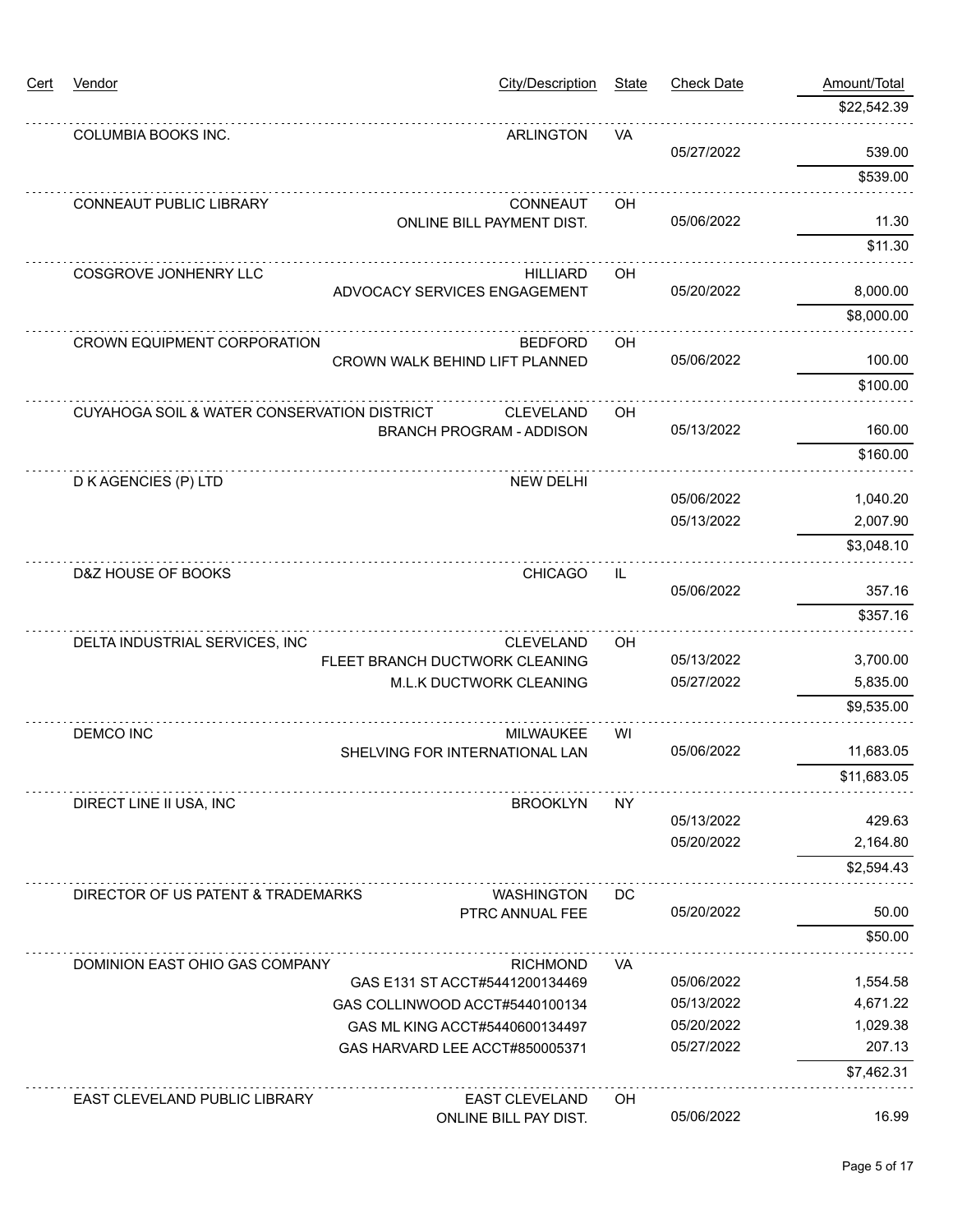| Cert | Vendor | City/Description | State | Check Date | Amount/Total |
|---|---|---|---|---|---|
| | | | | | $22,542.39 |
| | COLUMBIA BOOKS INC. | ARLINGTON | VA | | |
| | | | | 05/27/2022 | 539.00 |
| | | | | | $539.00 |
| | CONNEAUT PUBLIC LIBRARY | CONNEAUT | OH | | |
| | | ONLINE BILL PAYMENT DIST. | | 05/06/2022 | 11.30 |
| | | | | | $11.30 |
| | COSGROVE JONHENRY LLC | HILLIARD | OH | | |
| | | ADVOCACY SERVICES ENGAGEMENT | | 05/20/2022 | 8,000.00 |
| | | | | | $8,000.00 |
| | CROWN EQUIPMENT CORPORATION | BEDFORD | OH | | |
| | | CROWN WALK BEHIND LIFT PLANNED | | 05/06/2022 | 100.00 |
| | | | | | $100.00 |
| | CUYAHOGA SOIL & WATER CONSERVATION DISTRICT | CLEVELAND | OH | | |
| | | BRANCH PROGRAM - ADDISON | | 05/13/2022 | 160.00 |
| | | | | | $160.00 |
| | D K AGENCIES (P) LTD | NEW DELHI | | | |
| | | | | 05/06/2022 | 1,040.20 |
| | | | | 05/13/2022 | 2,007.90 |
| | | | | | $3,048.10 |
| | D&Z HOUSE OF BOOKS | CHICAGO | IL | | |
| | | | | 05/06/2022 | 357.16 |
| | | | | | $357.16 |
| | DELTA INDUSTRIAL SERVICES, INC | CLEVELAND | OH | | |
| | | FLEET BRANCH DUCTWORK CLEANING | | 05/13/2022 | 3,700.00 |
| | | M.L.K DUCTWORK CLEANING | | 05/27/2022 | 5,835.00 |
| | | | | | $9,535.00 |
| | DEMCO INC | MILWAUKEE | WI | | |
| | | SHELVING FOR INTERNATIONAL LAN | | 05/06/2022 | 11,683.05 |
| | | | | | $11,683.05 |
| | DIRECT LINE II USA, INC | BROOKLYN | NY | | |
| | | | | 05/13/2022 | 429.63 |
| | | | | 05/20/2022 | 2,164.80 |
| | | | | | $2,594.43 |
| | DIRECTOR OF US PATENT & TRADEMARKS | WASHINGTON | DC | | |
| | | PTRC ANNUAL FEE | | 05/20/2022 | 50.00 |
| | | | | | $50.00 |
| | DOMINION EAST OHIO GAS COMPANY | RICHMOND | VA | | |
| | | GAS E131 ST ACCT#5441200134469 | | 05/06/2022 | 1,554.58 |
| | | GAS COLLINWOOD ACCT#5440100134 | | 05/13/2022 | 4,671.22 |
| | | GAS ML KING ACCT#5440600134497 | | 05/20/2022 | 1,029.38 |
| | | GAS HARVARD LEE ACCT#850005371 | | 05/27/2022 | 207.13 |
| | | | | | $7,462.31 |
| | EAST CLEVELAND PUBLIC LIBRARY | EAST CLEVELAND | OH | | |
| | | ONLINE BILL PAY DIST. | | 05/06/2022 | 16.99 |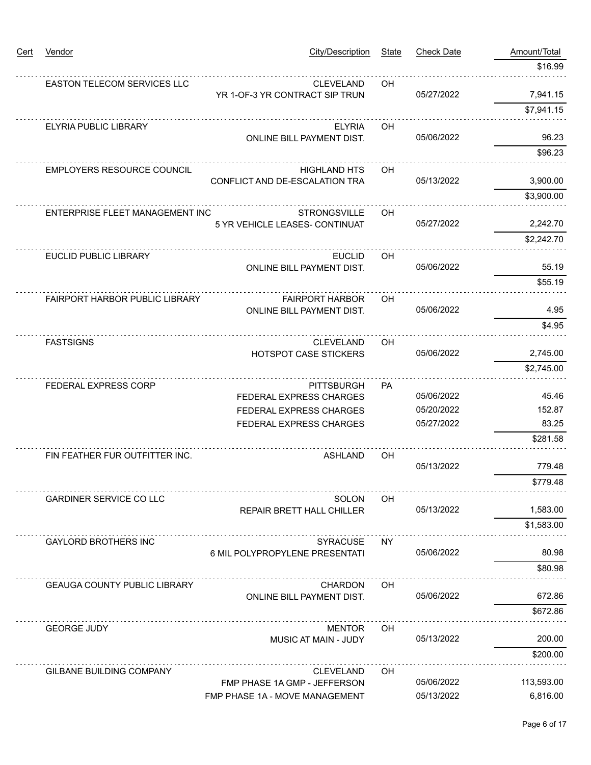| Cert | Vendor | City/Description | State | Check Date | Amount/Total |
|---|---|---|---|---|---|
| | | | | | $16.99 |
| | EASTON TELECOM SERVICES LLC | CLEVELAND | OH | | |
| | | YR 1-OF-3 YR CONTRACT SIP TRUN | | 05/27/2022 | 7,941.15 |
| | | | | | $7,941.15 |
| | ELYRIA PUBLIC LIBRARY | ELYRIA | OH | | |
| | | ONLINE BILL PAYMENT DIST. | | 05/06/2022 | 96.23 |
| | | | | | $96.23 |
| | EMPLOYERS RESOURCE COUNCIL | HIGHLAND HTS | OH | | |
| | | CONFLICT AND DE-ESCALATION TRA | | 05/13/2022 | 3,900.00 |
| | | | | | $3,900.00 |
| | ENTERPRISE FLEET MANAGEMENT INC | STRONGSVILLE | OH | | |
| | | 5 YR VEHICLE LEASES- CONTINUAT | | 05/27/2022 | 2,242.70 |
| | | | | | $2,242.70 |
| | EUCLID PUBLIC LIBRARY | EUCLID | OH | | |
| | | ONLINE BILL PAYMENT DIST. | | 05/06/2022 | 55.19 |
| | | | | | $55.19 |
| | FAIRPORT HARBOR PUBLIC LIBRARY | FAIRPORT HARBOR | OH | | |
| | | ONLINE BILL PAYMENT DIST. | | 05/06/2022 | 4.95 |
| | | | | | $4.95 |
| | FASTSIGNS | CLEVELAND | OH | | |
| | | HOTSPOT CASE STICKERS | | 05/06/2022 | 2,745.00 |
| | | | | | $2,745.00 |
| | FEDERAL EXPRESS CORP | PITTSBURGH | PA | | |
| | | FEDERAL EXPRESS CHARGES | | 05/06/2022 | 45.46 |
| | | FEDERAL EXPRESS CHARGES | | 05/20/2022 | 152.87 |
| | | FEDERAL EXPRESS CHARGES | | 05/27/2022 | 83.25 |
| | | | | | $281.58 |
| | FIN FEATHER FUR OUTFITTER INC. | ASHLAND | OH | | |
| | | | | 05/13/2022 | 779.48 |
| | | | | | $779.48 |
| | GARDINER SERVICE CO LLC | SOLON | OH | | |
| | | REPAIR BRETT HALL CHILLER | | 05/13/2022 | 1,583.00 |
| | | | | | $1,583.00 |
| | GAYLORD BROTHERS INC | SYRACUSE | NY | | |
| | | 6 MIL POLYPROPYLENE PRESENTATI | | 05/06/2022 | 80.98 |
| | | | | | $80.98 |
| | GEAUGA COUNTY PUBLIC LIBRARY | CHARDON | OH | | |
| | | ONLINE BILL PAYMENT DIST. | | 05/06/2022 | 672.86 |
| | | | | | $672.86 |
| | GEORGE JUDY | MENTOR | OH | | |
| | | MUSIC AT MAIN - JUDY | | 05/13/2022 | 200.00 |
| | | | | | $200.00 |
| | GILBANE BUILDING COMPANY | CLEVELAND | OH | | |
| | | FMP PHASE 1A GMP - JEFFERSON | | 05/06/2022 | 113,593.00 |
| | | FMP PHASE 1A - MOVE MANAGEMENT | | 05/13/2022 | 6,816.00 |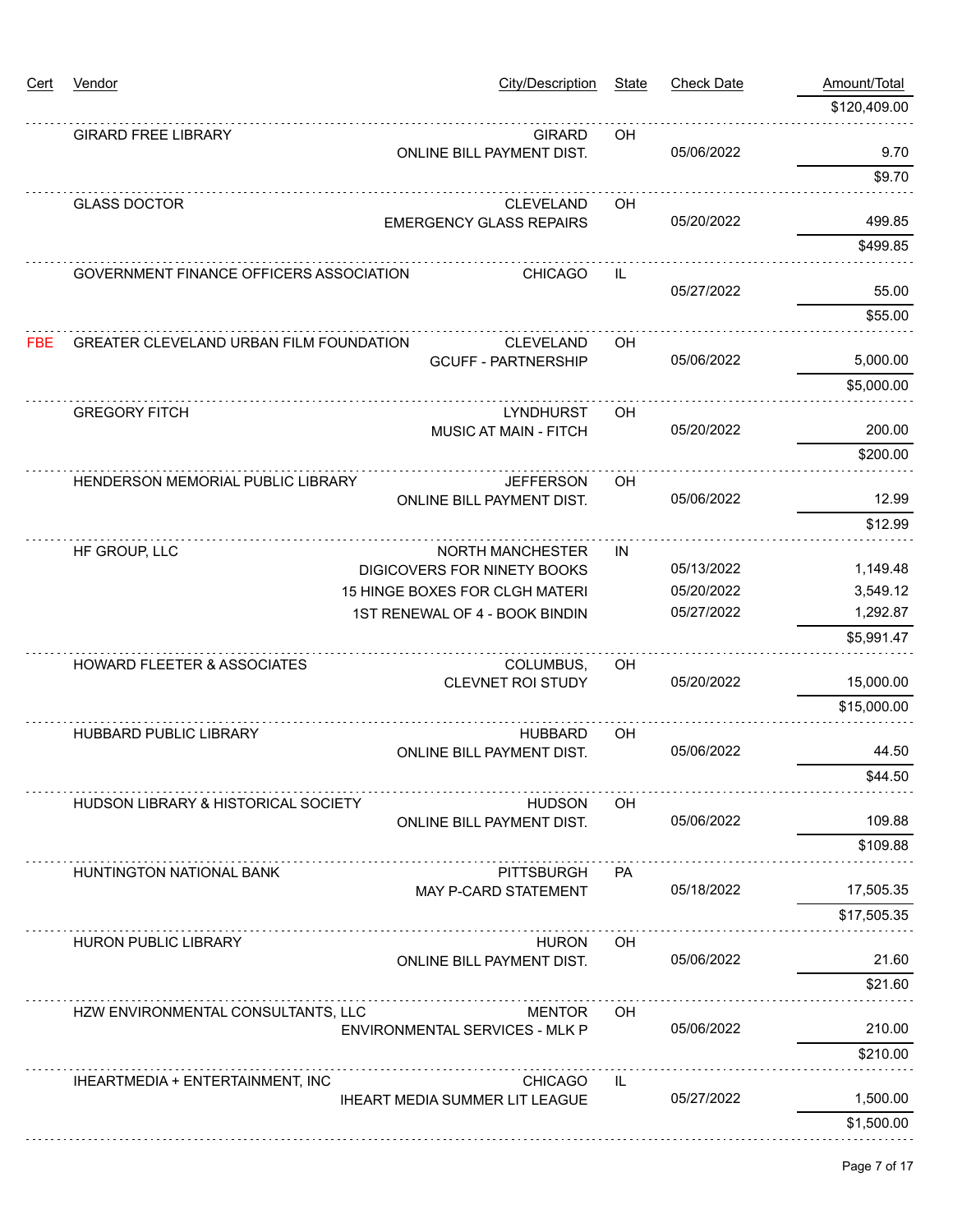| Cert | Vendor | City/Description | State | Check Date | Amount/Total |
|---|---|---|---|---|---|
| | | | | | $120,409.00 |
| | GIRARD FREE LIBRARY | GIRARD | OH | | |
| | | ONLINE BILL PAYMENT DIST. | | 05/06/2022 | 9.70 |
| | | | | | $9.70 |
| | GLASS DOCTOR | CLEVELAND | OH | | |
| | | EMERGENCY GLASS REPAIRS | | 05/20/2022 | 499.85 |
| | | | | | $499.85 |
| | GOVERNMENT FINANCE OFFICERS ASSOCIATION | CHICAGO | IL | | |
| | | | | 05/27/2022 | 55.00 |
| | | | | | $55.00 |
| FBE | GREATER CLEVELAND URBAN FILM FOUNDATION | CLEVELAND | OH | | |
| | | GCUFF - PARTNERSHIP | | 05/06/2022 | 5,000.00 |
| | | | | | $5,000.00 |
| | GREGORY FITCH | LYNDHURST | OH | | |
| | | MUSIC AT MAIN - FITCH | | 05/20/2022 | 200.00 |
| | | | | | $200.00 |
| | HENDERSON MEMORIAL PUBLIC LIBRARY | JEFFERSON | OH | | |
| | | ONLINE BILL PAYMENT DIST. | | 05/06/2022 | 12.99 |
| | | | | | $12.99 |
| | HF GROUP, LLC | NORTH MANCHESTER | IN | | |
| | | DIGICOVERS FOR NINETY BOOKS | | 05/13/2022 | 1,149.48 |
| | | 15 HINGE BOXES FOR CLGH MATERI | | 05/20/2022 | 3,549.12 |
| | | 1ST RENEWAL OF 4 - BOOK BINDIN | | 05/27/2022 | 1,292.87 |
| | | | | | $5,991.47 |
| | HOWARD FLEETER & ASSOCIATES | COLUMBUS, | OH | | |
| | | CLEVNET ROI STUDY | | 05/20/2022 | 15,000.00 |
| | | | | | $15,000.00 |
| | HUBBARD PUBLIC LIBRARY | HUBBARD | OH | | |
| | | ONLINE BILL PAYMENT DIST. | | 05/06/2022 | 44.50 |
| | | | | | $44.50 |
| | HUDSON LIBRARY & HISTORICAL SOCIETY | HUDSON | OH | | |
| | | ONLINE BILL PAYMENT DIST. | | 05/06/2022 | 109.88 |
| | | | | | $109.88 |
| | HUNTINGTON NATIONAL BANK | PITTSBURGH | PA | | |
| | | MAY P-CARD STATEMENT | | 05/18/2022 | 17,505.35 |
| | | | | | $17,505.35 |
| | HURON PUBLIC LIBRARY | HURON | OH | | |
| | | ONLINE BILL PAYMENT DIST. | | 05/06/2022 | 21.60 |
| | | | | | $21.60 |
| | HZW ENVIRONMENTAL CONSULTANTS, LLC | MENTOR | OH | | |
| | | ENVIRONMENTAL SERVICES - MLK P | | 05/06/2022 | 210.00 |
| | | | | | $210.00 |
| | IHEARTMEDIA + ENTERTAINMENT, INC | CHICAGO | IL | | |
| | | IHEART MEDIA SUMMER LIT LEAGUE | | 05/27/2022 | 1,500.00 |
| | | | | | $1,500.00 |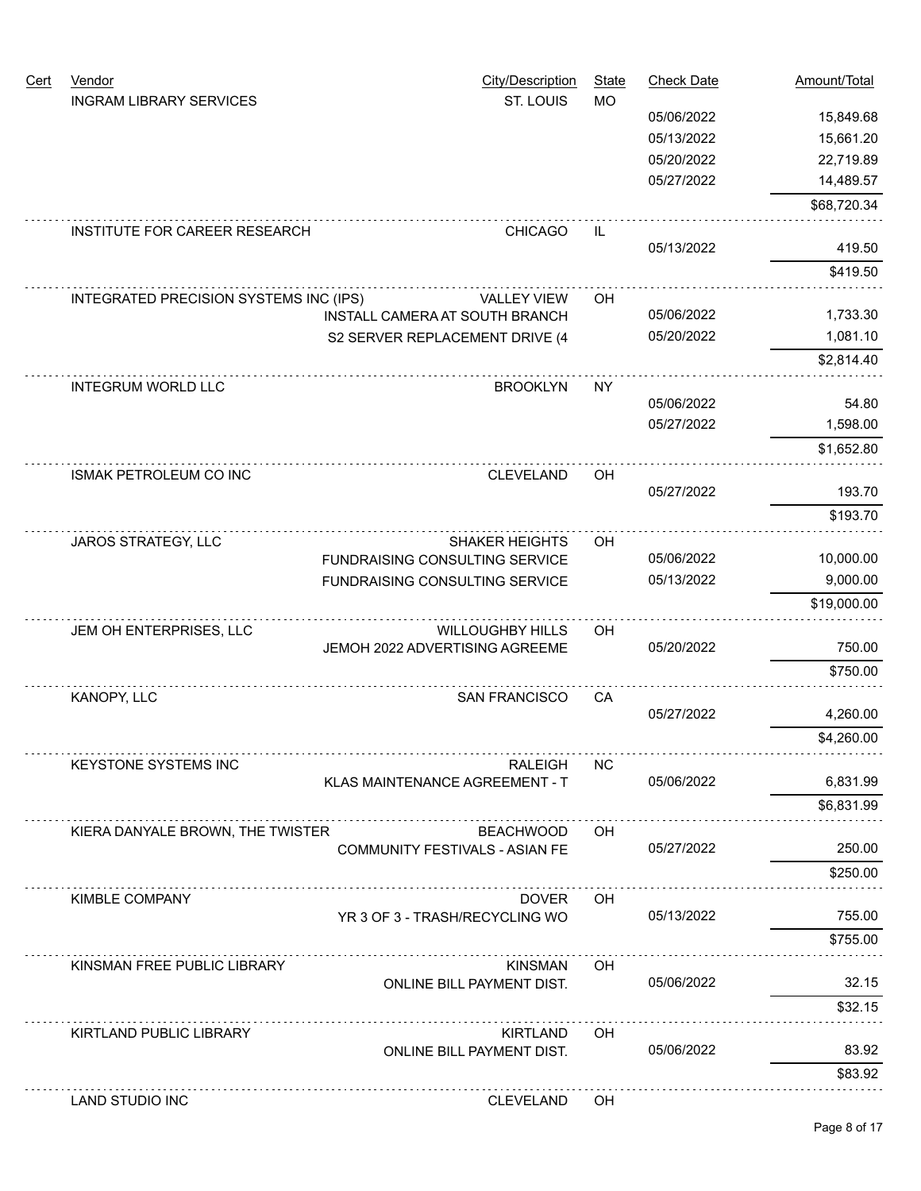| Cert | Vendor | City/Description | State | Check Date | Amount/Total |
|---|---|---|---|---|---|
| | INGRAM LIBRARY SERVICES | ST. LOUIS | MO | | |
| | | | | 05/06/2022 | 15,849.68 |
| | | | | 05/13/2022 | 15,661.20 |
| | | | | 05/20/2022 | 22,719.89 |
| | | | | 05/27/2022 | 14,489.57 |
| | | | | | $68,720.34 |
| | INSTITUTE FOR CAREER RESEARCH | CHICAGO | IL | | |
| | | | | 05/13/2022 | 419.50 |
| | | | | | $419.50 |
| | INTEGRATED PRECISION SYSTEMS INC (IPS) | VALLEY VIEW | OH | | |
| | | INSTALL CAMERA AT SOUTH BRANCH | | 05/06/2022 | 1,733.30 |
| | | S2 SERVER REPLACEMENT DRIVE (4 | | 05/20/2022 | 1,081.10 |
| | | | | | $2,814.40 |
| | INTEGRUM WORLD LLC | BROOKLYN | NY | | |
| | | | | 05/06/2022 | 54.80 |
| | | | | 05/27/2022 | 1,598.00 |
| | | | | | $1,652.80 |
| | ISMAK PETROLEUM CO INC | CLEVELAND | OH | | |
| | | | | 05/27/2022 | 193.70 |
| | | | | | $193.70 |
| | JAROS STRATEGY, LLC | SHAKER HEIGHTS | OH | | |
| | | FUNDRAISING CONSULTING SERVICE | | 05/06/2022 | 10,000.00 |
| | | FUNDRAISING CONSULTING SERVICE | | 05/13/2022 | 9,000.00 |
| | | | | | $19,000.00 |
| | JEM OH ENTERPRISES, LLC | WILLOUGHBY HILLS | OH | | |
| | | JEMOH 2022 ADVERTISING AGREEME | | 05/20/2022 | 750.00 |
| | | | | | $750.00 |
| | KANOPY, LLC | SAN FRANCISCO | CA | | |
| | | | | 05/27/2022 | 4,260.00 |
| | | | | | $4,260.00 |
| | KEYSTONE SYSTEMS INC | RALEIGH | NC | | |
| | | KLAS MAINTENANCE AGREEMENT - T | | 05/06/2022 | 6,831.99 |
| | | | | | $6,831.99 |
| | KIERA DANYALE BROWN, THE TWISTER | BEACHWOOD | OH | | |
| | | COMMUNITY FESTIVALS - ASIAN FE | | 05/27/2022 | 250.00 |
| | | | | | $250.00 |
| | KIMBLE COMPANY | DOVER | OH | | |
| | | YR 3 OF 3 - TRASH/RECYCLING WO | | 05/13/2022 | 755.00 |
| | | | | | $755.00 |
| | KINSMAN FREE PUBLIC LIBRARY | KINSMAN | OH | | |
| | | ONLINE BILL PAYMENT DIST. | | 05/06/2022 | 32.15 |
| | | | | | $32.15 |
| | KIRTLAND PUBLIC LIBRARY | KIRTLAND | OH | | |
| | | ONLINE BILL PAYMENT DIST. | | 05/06/2022 | 83.92 |
| | | | | | $83.92 |
| | LAND STUDIO INC | CLEVELAND | OH | | |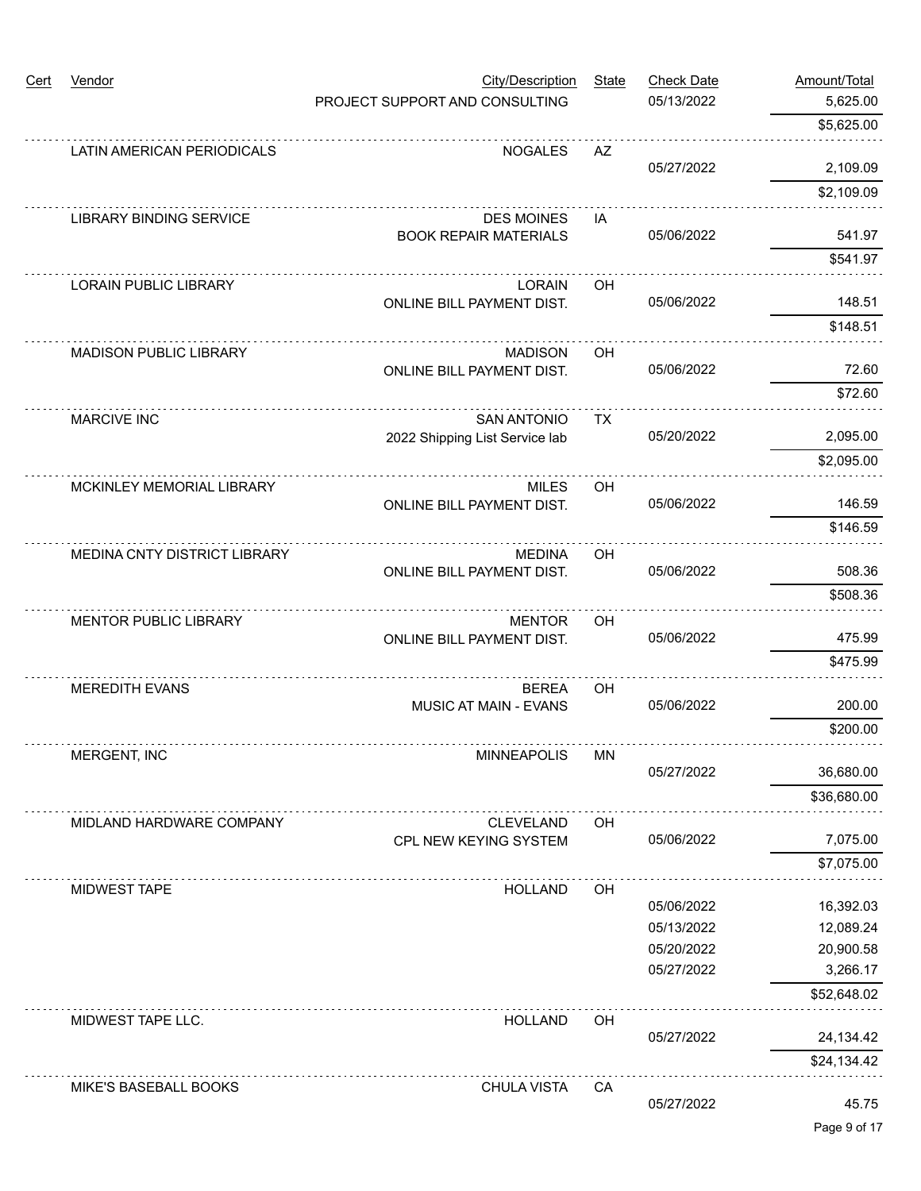| Cert | Vendor | City/Description | State | Check Date | Amount/Total |
|---|---|---|---|---|---|
| | | PROJECT SUPPORT AND CONSULTING | | 05/13/2022 | 5,625.00 |
| | | | | | $5,625.00 |
| | LATIN AMERICAN PERIODICALS | NOGALES | AZ | | |
| | | | | 05/27/2022 | 2,109.09 |
| | | | | | $2,109.09 |
| | LIBRARY BINDING SERVICE | DES MOINES | IA | | |
| | | BOOK REPAIR MATERIALS | | 05/06/2022 | 541.97 |
| | | | | | $541.97 |
| | LORAIN PUBLIC LIBRARY | LORAIN | OH | | |
| | | ONLINE BILL PAYMENT DIST. | | 05/06/2022 | 148.51 |
| | | | | | $148.51 |
| | MADISON PUBLIC LIBRARY | MADISON | OH | | |
| | | ONLINE BILL PAYMENT DIST. | | 05/06/2022 | 72.60 |
| | | | | | $72.60 |
| | MARCIVE INC | SAN ANTONIO | TX | | |
| | | 2022 Shipping List Service lab | | 05/20/2022 | 2,095.00 |
| | | | | | $2,095.00 |
| | MCKINLEY MEMORIAL LIBRARY | MILES | OH | | |
| | | ONLINE BILL PAYMENT DIST. | | 05/06/2022 | 146.59 |
| | | | | | $146.59 |
| | MEDINA CNTY DISTRICT LIBRARY | MEDINA | OH | | |
| | | ONLINE BILL PAYMENT DIST. | | 05/06/2022 | 508.36 |
| | | | | | $508.36 |
| | MENTOR PUBLIC LIBRARY | MENTOR | OH | | |
| | | ONLINE BILL PAYMENT DIST. | | 05/06/2022 | 475.99 |
| | | | | | $475.99 |
| | MEREDITH EVANS | BEREA | OH | | |
| | | MUSIC AT MAIN - EVANS | | 05/06/2022 | 200.00 |
| | | | | | $200.00 |
| | MERGENT, INC | MINNEAPOLIS | MN | | |
| | | | | 05/27/2022 | 36,680.00 |
| | | | | | $36,680.00 |
| | MIDLAND HARDWARE COMPANY | CLEVELAND | OH | | |
| | | CPL NEW KEYING SYSTEM | | 05/06/2022 | 7,075.00 |
| | | | | | $7,075.00 |
| | MIDWEST TAPE | HOLLAND | OH | | |
| | | | | 05/06/2022 | 16,392.03 |
| | | | | 05/13/2022 | 12,089.24 |
| | | | | 05/20/2022 | 20,900.58 |
| | | | | 05/27/2022 | 3,266.17 |
| | | | | | $52,648.02 |
| | MIDWEST TAPE LLC. | HOLLAND | OH | | |
| | | | | 05/27/2022 | 24,134.42 |
| | | | | | $24,134.42 |
| | MIKE'S BASEBALL BOOKS | CHULA VISTA | CA | | |
| | | | | 05/27/2022 | 45.75 |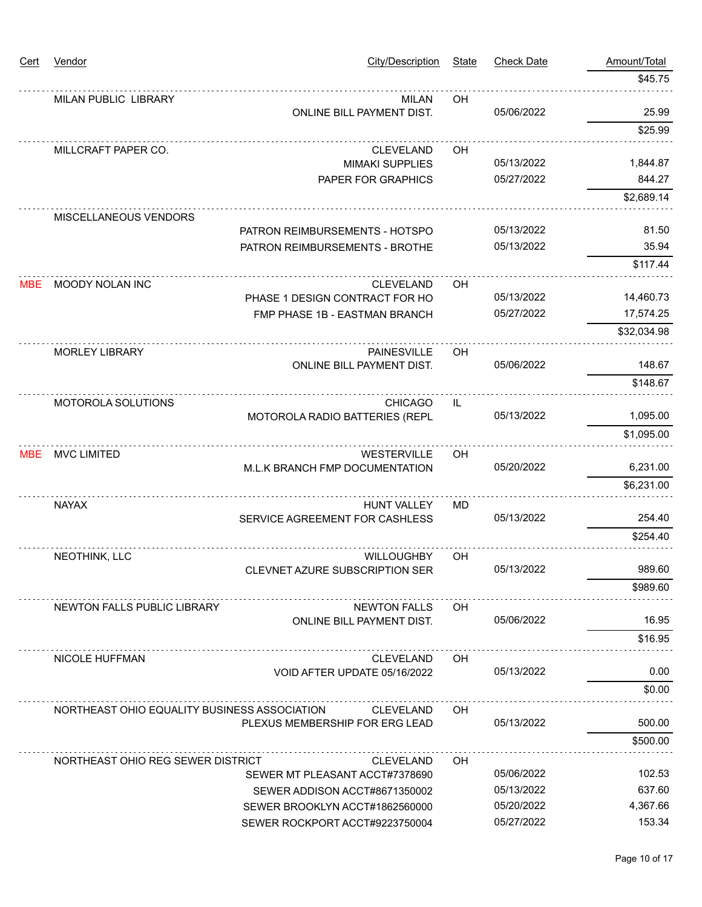| Cert | Vendor | City/Description | State | Check Date | Amount/Total |
|---|---|---|---|---|---|
| | | | | | $45.75 |
| | MILAN PUBLIC LIBRARY | MILAN | OH | | |
| | | ONLINE BILL PAYMENT DIST. | | 05/06/2022 | 25.99 |
| | | | | | $25.99 |
| | MILLCRAFT PAPER CO. | CLEVELAND | OH | | |
| | | MIMAKI SUPPLIES | | 05/13/2022 | 1,844.87 |
| | | PAPER FOR GRAPHICS | | 05/27/2022 | 844.27 |
| | | | | | $2,689.14 |
| | MISCELLANEOUS VENDORS | | | | |
| | | PATRON REIMBURSEMENTS - HOTSPO | | 05/13/2022 | 81.50 |
| | | PATRON REIMBURSEMENTS - BROTHE | | 05/13/2022 | 35.94 |
| | | | | | $117.44 |
| MBE | MOODY NOLAN INC | CLEVELAND | OH | | |
| | | PHASE 1 DESIGN CONTRACT FOR HO | | 05/13/2022 | 14,460.73 |
| | | FMP PHASE 1B - EASTMAN BRANCH | | 05/27/2022 | 17,574.25 |
| | | | | | $32,034.98 |
| | MORLEY LIBRARY | PAINESVILLE | OH | | |
| | | ONLINE BILL PAYMENT DIST. | | 05/06/2022 | 148.67 |
| | | | | | $148.67 |
| | MOTOROLA SOLUTIONS | CHICAGO | IL | | |
| | | MOTOROLA RADIO BATTERIES (REPL | | 05/13/2022 | 1,095.00 |
| | | | | | $1,095.00 |
| MBE | MVC LIMITED | WESTERVILLE | OH | | |
| | | M.L.K BRANCH FMP DOCUMENTATION | | 05/20/2022 | 6,231.00 |
| | | | | | $6,231.00 |
| | NAYAX | HUNT VALLEY | MD | | |
| | | SERVICE AGREEMENT FOR CASHLESS | | 05/13/2022 | 254.40 |
| | | | | | $254.40 |
| | NEOTHINK, LLC | WILLOUGHBY | OH | | |
| | | CLEVNET AZURE SUBSCRIPTION SER | | 05/13/2022 | 989.60 |
| | | | | | $989.60 |
| | NEWTON FALLS PUBLIC LIBRARY | NEWTON FALLS | OH | | |
| | | ONLINE BILL PAYMENT DIST. | | 05/06/2022 | 16.95 |
| | | | | | $16.95 |
| | NICOLE HUFFMAN | CLEVELAND | OH | | |
| | | VOID AFTER UPDATE 05/16/2022 | | 05/13/2022 | 0.00 |
| | | | | | $0.00 |
| | NORTHEAST OHIO EQUALITY BUSINESS ASSOCIATION | CLEVELAND | OH | | |
| | | PLEXUS MEMBERSHIP FOR ERG LEAD | | 05/13/2022 | 500.00 |
| | | | | | $500.00 |
| | NORTHEAST OHIO REG SEWER DISTRICT | CLEVELAND | OH | | |
| | | SEWER MT PLEASANT ACCT#7378690 | | 05/06/2022 | 102.53 |
| | | SEWER ADDISON ACCT#8671350002 | | 05/13/2022 | 637.60 |
| | | SEWER BROOKLYN ACCT#1862560000 | | 05/20/2022 | 4,367.66 |
| | | SEWER ROCKPORT ACCT#9223750004 | | 05/27/2022 | 153.34 |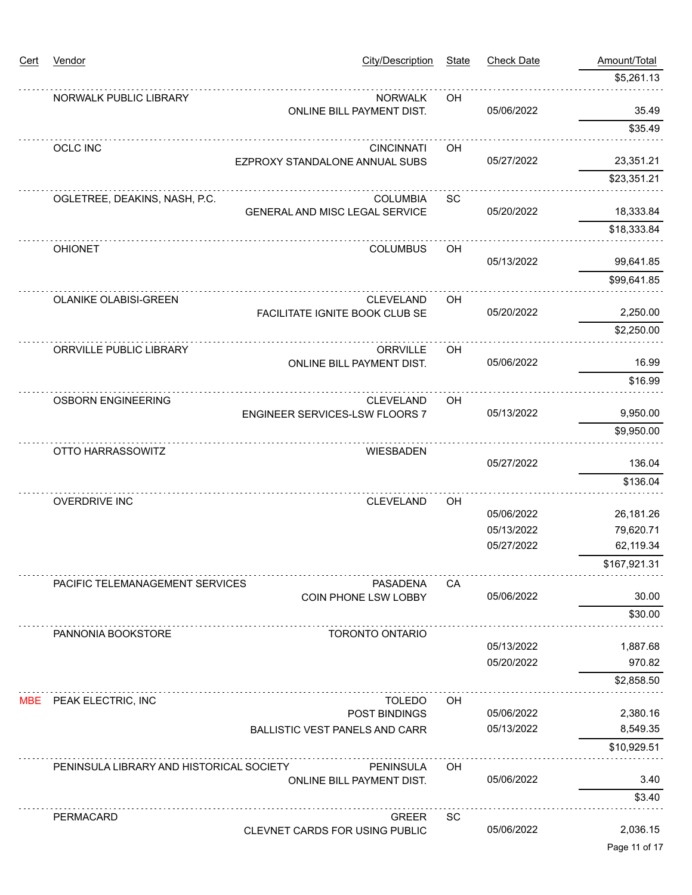| Cert | Vendor | City/Description | State | Check Date | Amount/Total |
|---|---|---|---|---|---|
| | | | | | $5,261.13 |
| | NORWALK PUBLIC LIBRARY | NORWALK | OH | | |
| | | ONLINE BILL PAYMENT DIST. | | 05/06/2022 | 35.49 |
| | | | | | $35.49 |
| | OCLC INC | CINCINNATI | OH | | |
| | | EZPROXY STANDALONE ANNUAL SUBS | | 05/27/2022 | 23,351.21 |
| | | | | | $23,351.21 |
| | OGLETREE, DEAKINS, NASH, P.C. | COLUMBIA | SC | | |
| | | GENERAL AND MISC LEGAL SERVICE | | 05/20/2022 | 18,333.84 |
| | | | | | $18,333.84 |
| | OHIONET | COLUMBUS | OH | | |
| | | | | 05/13/2022 | 99,641.85 |
| | | | | | $99,641.85 |
| | OLANIKE OLABISI-GREEN | CLEVELAND | OH | | |
| | | FACILITATE IGNITE BOOK CLUB SE | | 05/20/2022 | 2,250.00 |
| | | | | | $2,250.00 |
| | ORRVILLE PUBLIC LIBRARY | ORRVILLE | OH | | |
| | | ONLINE BILL PAYMENT DIST. | | 05/06/2022 | 16.99 |
| | | | | | $16.99 |
| | OSBORN ENGINEERING | CLEVELAND | OH | | |
| | | ENGINEER SERVICES-LSW FLOORS 7 | | 05/13/2022 | 9,950.00 |
| | | | | | $9,950.00 |
| | OTTO HARRASSOWITZ | WIESBADEN | | | |
| | | | | 05/27/2022 | 136.04 |
| | | | | | $136.04 |
| | OVERDRIVE INC | CLEVELAND | OH | | |
| | | | | 05/06/2022 | 26,181.26 |
| | | | | 05/13/2022 | 79,620.71 |
| | | | | 05/27/2022 | 62,119.34 |
| | | | | | $167,921.31 |
| | PACIFIC TELEMANAGEMENT SERVICES | PASADENA | CA | | |
| | | COIN PHONE LSW LOBBY | | 05/06/2022 | 30.00 |
| | | | | | $30.00 |
| | PANNONIA BOOKSTORE | TORONTO ONTARIO | | | |
| | | | | 05/13/2022 | 1,887.68 |
| | | | | 05/20/2022 | 970.82 |
| | | | | | $2,858.50 |
| MBE | PEAK ELECTRIC, INC | TOLEDO | OH | | |
| | | POST BINDINGS | | 05/06/2022 | 2,380.16 |
| | | BALLISTIC VEST PANELS AND CARR | | 05/13/2022 | 8,549.35 |
| | | | | | $10,929.51 |
| | PENINSULA LIBRARY AND HISTORICAL SOCIETY | PENINSULA | OH | | |
| | | ONLINE BILL PAYMENT DIST. | | 05/06/2022 | 3.40 |
| | | | | | $3.40 |
| | PERMACARD | GREER | SC | | |
| | | CLEVNET CARDS FOR USING PUBLIC | | 05/06/2022 | 2,036.15 |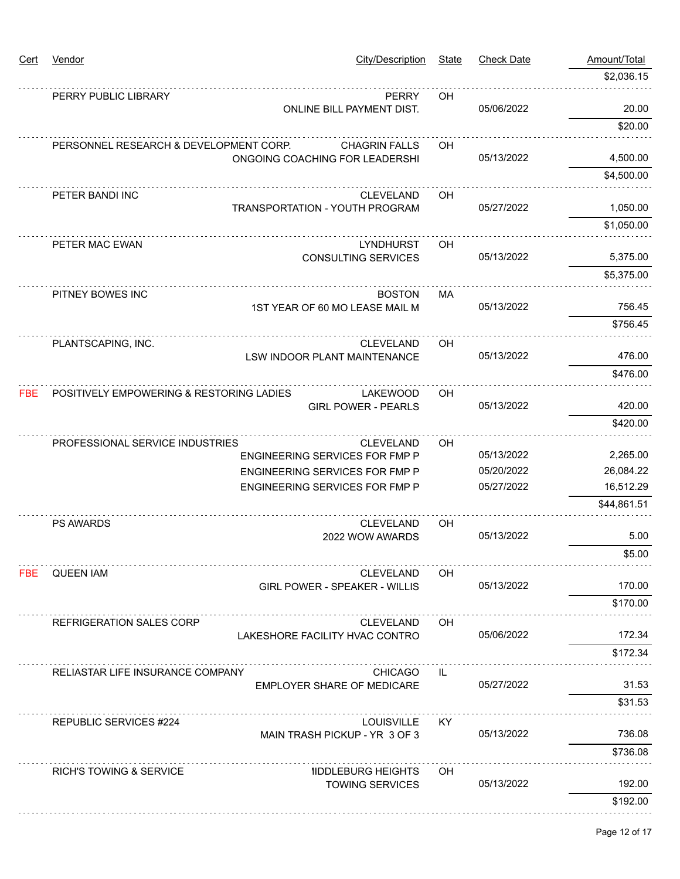| Cert | Vendor | City/Description | State | Check Date | Amount/Total |
|---|---|---|---|---|---|
| | | | | | $2,036.15 |
| | PERRY PUBLIC LIBRARY | PERRY | OH | | |
| | | ONLINE BILL PAYMENT DIST. | | 05/06/2022 | 20.00 |
| | | | | | $20.00 |
| | PERSONNEL RESEARCH & DEVELOPMENT CORP. | CHAGRIN FALLS | OH | | |
| | | ONGOING COACHING FOR LEADERSHI | | 05/13/2022 | 4,500.00 |
| | | | | | $4,500.00 |
| | PETER BANDI INC | CLEVELAND | OH | | |
| | | TRANSPORTATION - YOUTH PROGRAM | | 05/27/2022 | 1,050.00 |
| | | | | | $1,050.00 |
| | PETER MAC EWAN | LYNDHURST | OH | | |
| | | CONSULTING SERVICES | | 05/13/2022 | 5,375.00 |
| | | | | | $5,375.00 |
| | PITNEY BOWES INC | BOSTON | MA | | |
| | | 1ST YEAR OF 60 MO LEASE MAIL M | | 05/13/2022 | 756.45 |
| | | | | | $756.45 |
| | PLANTSCAPING, INC. | CLEVELAND | OH | | |
| | | LSW INDOOR PLANT MAINTENANCE | | 05/13/2022 | 476.00 |
| | | | | | $476.00 |
| FBE | POSITIVELY EMPOWERING & RESTORING LADIES | LAKEWOOD | OH | | |
| | | GIRL POWER - PEARLS | | 05/13/2022 | 420.00 |
| | | | | | $420.00 |
| | PROFESSIONAL SERVICE INDUSTRIES | CLEVELAND | OH | | |
| | | ENGINEERING SERVICES FOR FMP P | | 05/13/2022 | 2,265.00 |
| | | ENGINEERING SERVICES FOR FMP P | | 05/20/2022 | 26,084.22 |
| | | ENGINEERING SERVICES FOR FMP P | | 05/27/2022 | 16,512.29 |
| | | | | | $44,861.51 |
| | PS AWARDS | CLEVELAND | OH | | |
| | | 2022 WOW AWARDS | | 05/13/2022 | 5.00 |
| | | | | | $5.00 |
| FBE | QUEEN IAM | CLEVELAND | OH | | |
| | | GIRL POWER - SPEAKER - WILLIS | | 05/13/2022 | 170.00 |
| | | | | | $170.00 |
| | REFRIGERATION SALES CORP | CLEVELAND | OH | | |
| | | LAKESHORE FACILITY HVAC CONTRO | | 05/06/2022 | 172.34 |
| | | | | | $172.34 |
| | RELIASTAR LIFE INSURANCE COMPANY | CHICAGO | IL | | |
| | | EMPLOYER SHARE OF MEDICARE | | 05/27/2022 | 31.53 |
| | | | | | $31.53 |
| | REPUBLIC SERVICES #224 | LOUISVILLE | KY | | |
| | | MAIN TRASH PICKUP - YR 3 OF 3 | | 05/13/2022 | 736.08 |
| | | | | | $736.08 |
| | RICH'S TOWING & SERVICE | MIDDLEBURG HEIGHTS | OH | | |
| | | TOWING SERVICES | | 05/13/2022 | 192.00 |
| | | | | | $192.00 |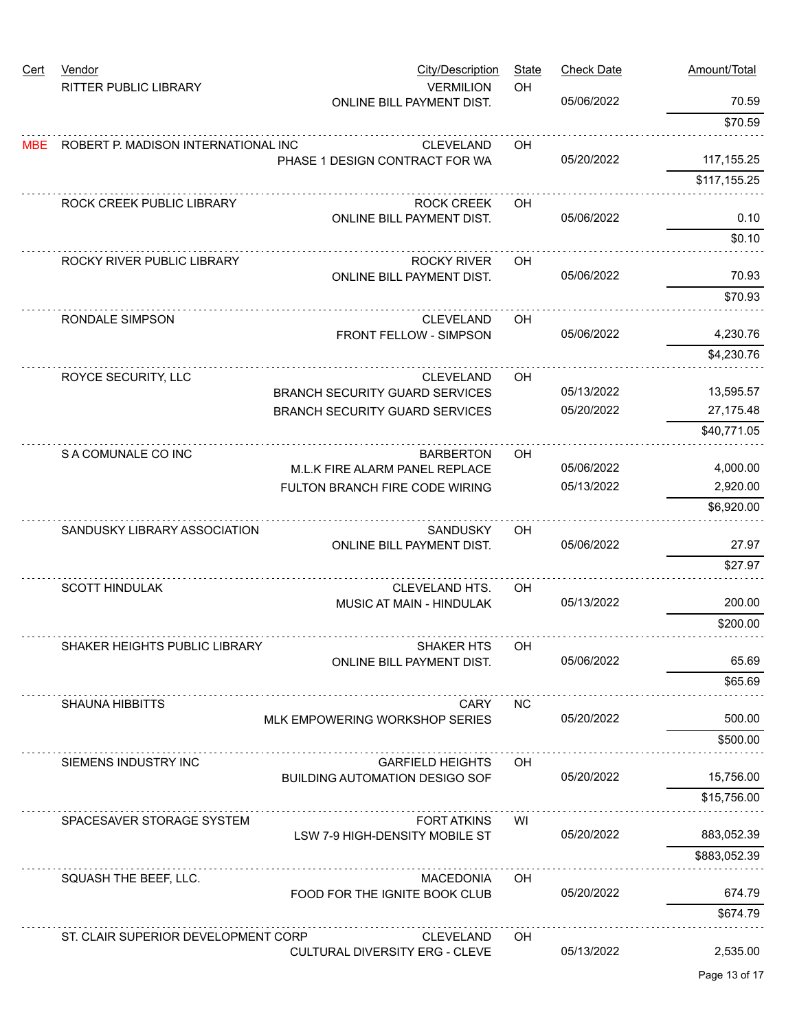| Cert | Vendor | City/Description | State | Check Date | Amount/Total |
|---|---|---|---|---|---|
| | RITTER PUBLIC LIBRARY | VERMILION | OH | | |
| | | ONLINE BILL PAYMENT DIST. | | 05/06/2022 | 70.59 |
| | | | | | $70.59 |
| MBE | ROBERT P. MADISON INTERNATIONAL INC | CLEVELAND | OH | | |
| | | PHASE 1 DESIGN CONTRACT FOR WA | | 05/20/2022 | 117,155.25 |
| | | | | | $117,155.25 |
| | ROCK CREEK PUBLIC LIBRARY | ROCK CREEK | OH | | |
| | | ONLINE BILL PAYMENT DIST. | | 05/06/2022 | 0.10 |
| | | | | | $0.10 |
| | ROCKY RIVER PUBLIC LIBRARY | ROCKY RIVER | OH | | |
| | | ONLINE BILL PAYMENT DIST. | | 05/06/2022 | 70.93 |
| | | | | | $70.93 |
| | RONDALE SIMPSON | CLEVELAND | OH | | |
| | | FRONT FELLOW - SIMPSON | | 05/06/2022 | 4,230.76 |
| | | | | | $4,230.76 |
| | ROYCE SECURITY, LLC | CLEVELAND | OH | | |
| | | BRANCH SECURITY GUARD SERVICES | | 05/13/2022 | 13,595.57 |
| | | BRANCH SECURITY GUARD SERVICES | | 05/20/2022 | 27,175.48 |
| | | | | | $40,771.05 |
| | S A COMUNALE CO INC | BARBERTON | OH | | |
| | | M.L.K FIRE ALARM PANEL REPLACE | | 05/06/2022 | 4,000.00 |
| | | FULTON BRANCH FIRE CODE WIRING | | 05/13/2022 | 2,920.00 |
| | | | | | $6,920.00 |
| | SANDUSKY LIBRARY ASSOCIATION | SANDUSKY | OH | | |
| | | ONLINE BILL PAYMENT DIST. | | 05/06/2022 | 27.97 |
| | | | | | $27.97 |
| | SCOTT HINDULAK | CLEVELAND HTS. | OH | | |
| | | MUSIC AT MAIN - HINDULAK | | 05/13/2022 | 200.00 |
| | | | | | $200.00 |
| | SHAKER HEIGHTS PUBLIC LIBRARY | SHAKER HTS | OH | | |
| | | ONLINE BILL PAYMENT DIST. | | 05/06/2022 | 65.69 |
| | | | | | $65.69 |
| | SHAUNA HIBBITTS | CARY | NC | | |
| | | MLK EMPOWERING WORKSHOP SERIES | | 05/20/2022 | 500.00 |
| | | | | | $500.00 |
| | SIEMENS INDUSTRY INC | GARFIELD HEIGHTS | OH | | |
| | | BUILDING AUTOMATION DESIGO SOF | | 05/20/2022 | 15,756.00 |
| | | | | | $15,756.00 |
| | SPACESAVER STORAGE SYSTEM | FORT ATKINS | WI | | |
| | | LSW 7-9 HIGH-DENSITY MOBILE ST | | 05/20/2022 | 883,052.39 |
| | | | | | $883,052.39 |
| | SQUASH THE BEEF, LLC. | MACEDONIA | OH | | |
| | | FOOD FOR THE IGNITE BOOK CLUB | | 05/20/2022 | 674.79 |
| | | | | | $674.79 |
| | ST. CLAIR SUPERIOR DEVELOPMENT CORP | CLEVELAND | OH | | |
| | | CULTURAL DIVERSITY ERG - CLEVE | | 05/13/2022 | 2,535.00 |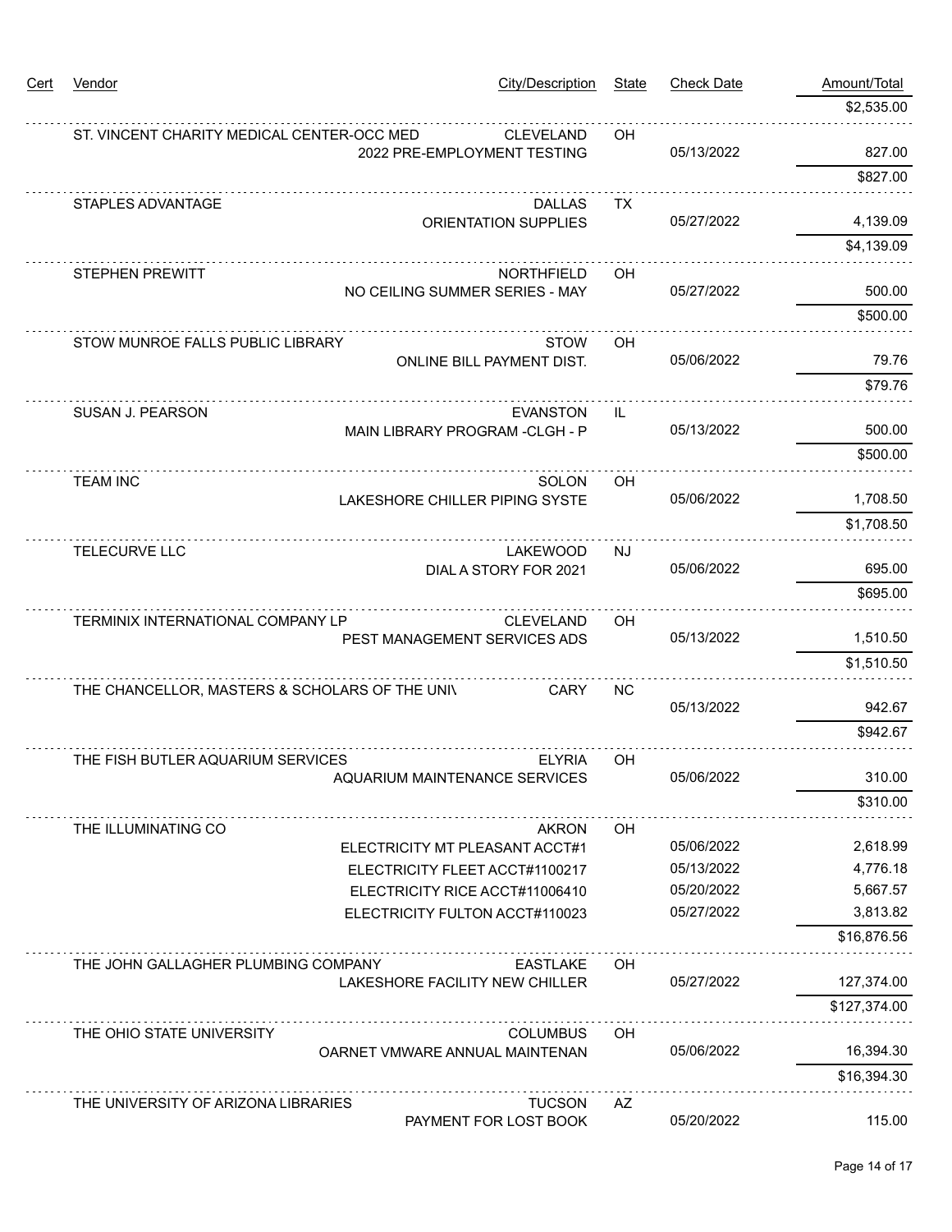| Cert | Vendor | City/Description | State | Check Date | Amount/Total |
|---|---|---|---|---|---|
| | | | | | $2,535.00 |
| | ST. VINCENT CHARITY MEDICAL CENTER-OCC MED | CLEVELAND | OH | | |
| | | 2022 PRE-EMPLOYMENT TESTING | | 05/13/2022 | 827.00 |
| | | | | | $827.00 |
| | STAPLES ADVANTAGE | DALLAS | TX | | |
| | | ORIENTATION SUPPLIES | | 05/27/2022 | 4,139.09 |
| | | | | | $4,139.09 |
| | STEPHEN PREWITT | NORTHFIELD | OH | | |
| | | NO CEILING SUMMER SERIES - MAY | | 05/27/2022 | 500.00 |
| | | | | | $500.00 |
| | STOW MUNROE FALLS PUBLIC LIBRARY | STOW | OH | | |
| | | ONLINE BILL PAYMENT DIST. | | 05/06/2022 | 79.76 |
| | | | | | $79.76 |
| | SUSAN J. PEARSON | EVANSTON | IL | | |
| | | MAIN LIBRARY PROGRAM -CLGH - P | | 05/13/2022 | 500.00 |
| | | | | | $500.00 |
| | TEAM INC | SOLON | OH | | |
| | | LAKESHORE CHILLER PIPING SYSTE | | 05/06/2022 | 1,708.50 |
| | | | | | $1,708.50 |
| | TELECURVE LLC | LAKEWOOD | NJ | | |
| | | DIAL A STORY FOR 2021 | | 05/06/2022 | 695.00 |
| | | | | | $695.00 |
| | TERMINIX INTERNATIONAL COMPANY LP | CLEVELAND | OH | | |
| | | PEST MANAGEMENT SERVICES ADS | | 05/13/2022 | 1,510.50 |
| | | | | | $1,510.50 |
| | THE CHANCELLOR, MASTERS & SCHOLARS OF THE UNIV | CARY | NC | | |
| | | | | 05/13/2022 | 942.67 |
| | | | | | $942.67 |
| | THE FISH BUTLER AQUARIUM SERVICES | ELYRIA | OH | | |
| | | AQUARIUM MAINTENANCE SERVICES | | 05/06/2022 | 310.00 |
| | | | | | $310.00 |
| | THE ILLUMINATING CO | AKRON | OH | | |
| | | ELECTRICITY MT PLEASANT ACCT#1 | | 05/06/2022 | 2,618.99 |
| | | ELECTRICITY FLEET ACCT#1100217 | | 05/13/2022 | 4,776.18 |
| | | ELECTRICITY RICE ACCT#11006410 | | 05/20/2022 | 5,667.57 |
| | | ELECTRICITY FULTON ACCT#110023 | | 05/27/2022 | 3,813.82 |
| | | | | | $16,876.56 |
| | THE JOHN GALLAGHER PLUMBING COMPANY | EASTLAKE | OH | | |
| | | LAKESHORE FACILITY NEW CHILLER | | 05/27/2022 | 127,374.00 |
| | | | | | $127,374.00 |
| | THE OHIO STATE UNIVERSITY | COLUMBUS | OH | | |
| | | OARNET VMWARE ANNUAL MAINTENAN | | 05/06/2022 | 16,394.30 |
| | | | | | $16,394.30 |
| | THE UNIVERSITY OF ARIZONA LIBRARIES | TUCSON | AZ | | |
| | | PAYMENT FOR LOST BOOK | | 05/20/2022 | 115.00 |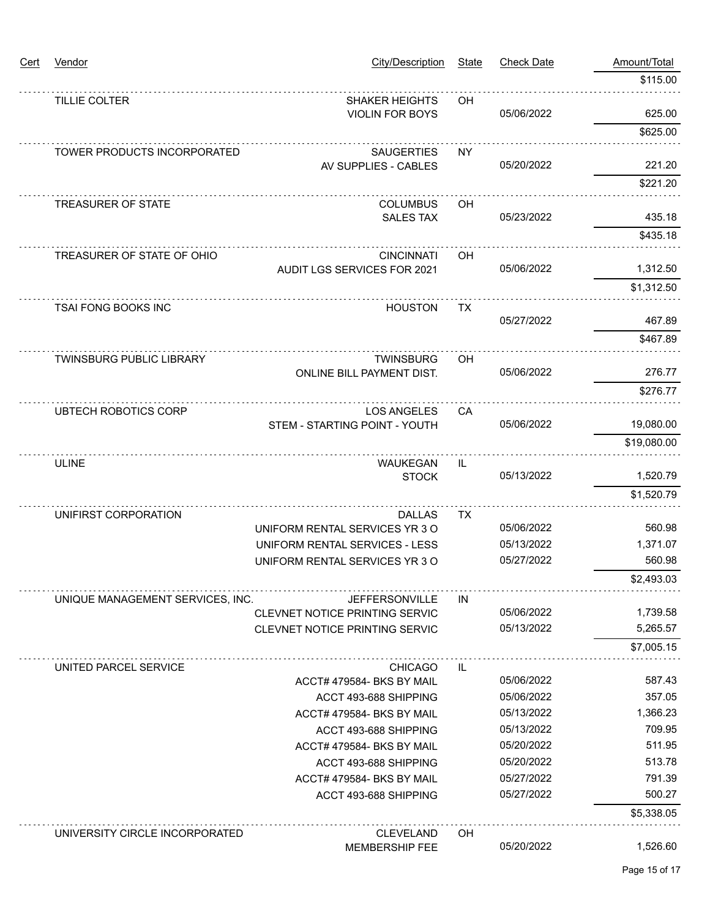| Cert | Vendor | City/Description | State | Check Date | Amount/Total |
|---|---|---|---|---|---|
| | | | | | $115.00 |
| | TILLIE COLTER | SHAKER HEIGHTS | OH | | |
| | | VIOLIN FOR BOYS | | 05/06/2022 | 625.00 |
| | | | | | $625.00 |
| | TOWER PRODUCTS INCORPORATED | SAUGERTIES | NY | | |
| | | AV SUPPLIES - CABLES | | 05/20/2022 | 221.20 |
| | | | | | $221.20 |
| | TREASURER OF STATE | COLUMBUS | OH | | |
| | | SALES TAX | | 05/23/2022 | 435.18 |
| | | | | | $435.18 |
| | TREASURER OF STATE OF OHIO | CINCINNATI | OH | | |
| | | AUDIT LGS SERVICES FOR 2021 | | 05/06/2022 | 1,312.50 |
| | | | | | $1,312.50 |
| | TSAI FONG BOOKS INC | HOUSTON | TX | | |
| | | | | 05/27/2022 | 467.89 |
| | | | | | $467.89 |
| | TWINSBURG PUBLIC LIBRARY | TWINSBURG | OH | | |
| | | ONLINE BILL PAYMENT DIST. | | 05/06/2022 | 276.77 |
| | | | | | $276.77 |
| | UBTECH ROBOTICS CORP | LOS ANGELES | CA | | |
| | | STEM - STARTING POINT - YOUTH | | 05/06/2022 | 19,080.00 |
| | | | | | $19,080.00 |
| | ULINE | WAUKEGAN | IL | | |
| | | STOCK | | 05/13/2022 | 1,520.79 |
| | | | | | $1,520.79 |
| | UNIFIRST CORPORATION | DALLAS | TX | | |
| | | UNIFORM RENTAL SERVICES YR 3 O | | 05/06/2022 | 560.98 |
| | | UNIFORM RENTAL SERVICES - LESS | | 05/13/2022 | 1,371.07 |
| | | UNIFORM RENTAL SERVICES YR 3 O | | 05/27/2022 | 560.98 |
| | | | | | $2,493.03 |
| | UNIQUE MANAGEMENT SERVICES, INC. | JEFFERSONVILLE | IN | | |
| | | CLEVNET NOTICE PRINTING SERVIC | | 05/06/2022 | 1,739.58 |
| | | CLEVNET NOTICE PRINTING SERVIC | | 05/13/2022 | 5,265.57 |
| | | | | | $7,005.15 |
| | UNITED PARCEL SERVICE | CHICAGO | IL | | |
| | | ACCT# 479584- BKS BY MAIL | | 05/06/2022 | 587.43 |
| | | ACCT 493-688 SHIPPING | | 05/06/2022 | 357.05 |
| | | ACCT# 479584- BKS BY MAIL | | 05/13/2022 | 1,366.23 |
| | | ACCT 493-688 SHIPPING | | 05/13/2022 | 709.95 |
| | | ACCT# 479584- BKS BY MAIL | | 05/20/2022 | 511.95 |
| | | ACCT 493-688 SHIPPING | | 05/20/2022 | 513.78 |
| | | ACCT# 479584- BKS BY MAIL | | 05/27/2022 | 791.39 |
| | | ACCT 493-688 SHIPPING | | 05/27/2022 | 500.27 |
| | | | | | $5,338.05 |
| | UNIVERSITY CIRCLE INCORPORATED | CLEVELAND | OH | | |
| | | MEMBERSHIP FEE | | 05/20/2022 | 1,526.60 |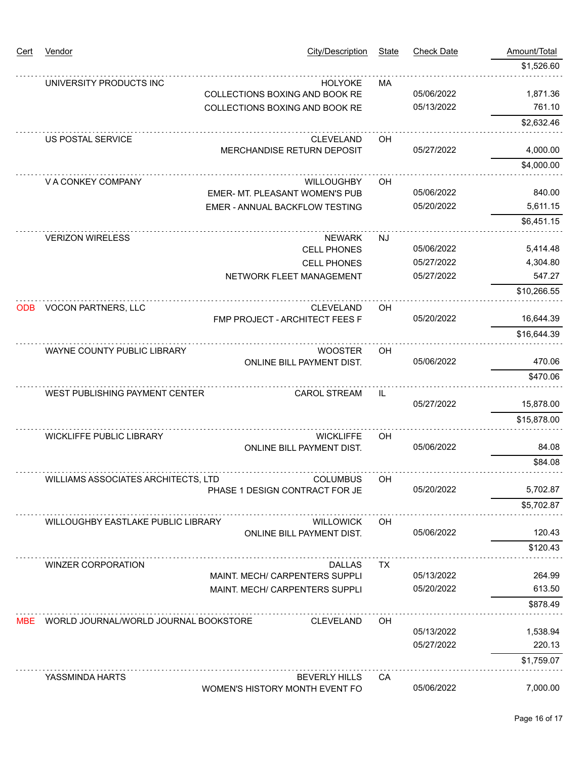| Cert | Vendor | City/Description | State | Check Date | Amount/Total |
| --- | --- | --- | --- | --- | --- |
| | | | | | $1,526.60 |
| | UNIVERSITY PRODUCTS INC | HOLYOKE | MA | | |
| | | COLLECTIONS BOXING AND BOOK RE | | 05/06/2022 | 1,871.36 |
| | | COLLECTIONS BOXING AND BOOK RE | | 05/13/2022 | 761.10 |
| | | | | | $2,632.46 |
| | US POSTAL SERVICE | CLEVELAND | OH | | |
| | | MERCHANDISE RETURN DEPOSIT | | 05/27/2022 | 4,000.00 |
| | | | | | $4,000.00 |
| | V A CONKEY COMPANY | WILLOUGHBY | OH | | |
| | | EMER- MT. PLEASANT WOMEN'S PUB | | 05/06/2022 | 840.00 |
| | | EMER - ANNUAL BACKFLOW TESTING | | 05/20/2022 | 5,611.15 |
| | | | | | $6,451.15 |
| | VERIZON WIRELESS | NEWARK | NJ | | |
| | | CELL PHONES | | 05/06/2022 | 5,414.48 |
| | | CELL PHONES | | 05/27/2022 | 4,304.80 |
| | | NETWORK FLEET MANAGEMENT | | 05/27/2022 | 547.27 |
| | | | | | $10,266.55 |
| ODB | VOCON PARTNERS, LLC | CLEVELAND | OH | | |
| | | FMP PROJECT - ARCHITECT FEES F | | 05/20/2022 | 16,644.39 |
| | | | | | $16,644.39 |
| | WAYNE COUNTY PUBLIC LIBRARY | WOOSTER | OH | | |
| | | ONLINE BILL PAYMENT DIST. | | 05/06/2022 | 470.06 |
| | | | | | $470.06 |
| | WEST PUBLISHING PAYMENT CENTER | CAROL STREAM | IL | | |
| | | | | 05/27/2022 | 15,878.00 |
| | | | | | $15,878.00 |
| | WICKLIFFE PUBLIC LIBRARY | WICKLIFFE | OH | | |
| | | ONLINE BILL PAYMENT DIST. | | 05/06/2022 | 84.08 |
| | | | | | $84.08 |
| | WILLIAMS ASSOCIATES ARCHITECTS, LTD | COLUMBUS | OH | | |
| | | PHASE 1 DESIGN CONTRACT FOR JE | | 05/20/2022 | 5,702.87 |
| | | | | | $5,702.87 |
| | WILLOUGHBY EASTLAKE PUBLIC LIBRARY | WILLOWICK | OH | | |
| | | ONLINE BILL PAYMENT DIST. | | 05/06/2022 | 120.43 |
| | | | | | $120.43 |
| | WINZER CORPORATION | DALLAS | TX | | |
| | | MAINT. MECH/ CARPENTERS SUPPLI | | 05/13/2022 | 264.99 |
| | | MAINT. MECH/ CARPENTERS SUPPLI | | 05/20/2022 | 613.50 |
| | | | | | $878.49 |
| MBE | WORLD JOURNAL/WORLD JOURNAL BOOKSTORE | CLEVELAND | OH | | |
| | | | | 05/13/2022 | 1,538.94 |
| | | | | 05/27/2022 | 220.13 |
| | | | | | $1,759.07 |
| | YASSMINDA HARTS | BEVERLY HILLS | CA | | |
| | | WOMEN'S HISTORY MONTH EVENT FO | | 05/06/2022 | 7,000.00 |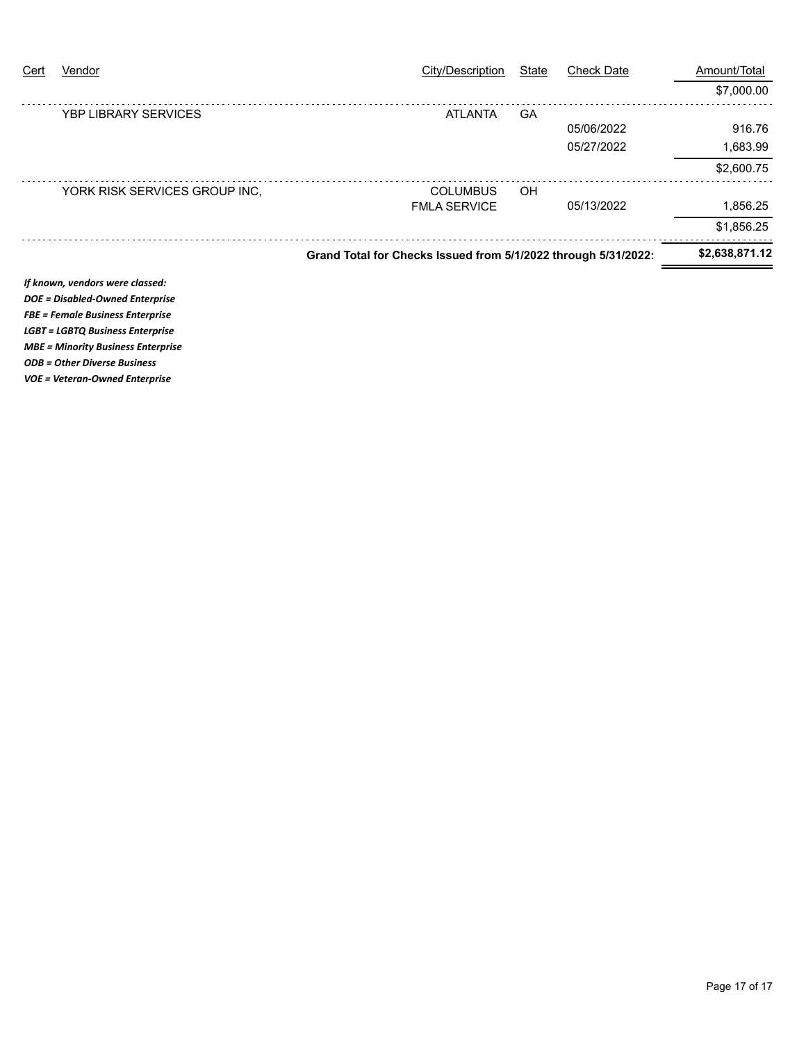| Cert | Vendor | City/Description | State | Check Date | Amount/Total |
|---|---|---|---|---|---|
| | | | | | $7,000.00 |
| | YBP LIBRARY SERVICES | ATLANTA | GA | | |
| | | | | 05/06/2022 | 916.76 |
| | | | | 05/27/2022 | 1,683.99 |
| | | | | | $2,600.75 |
| | YORK RISK SERVICES GROUP INC, | COLUMBUS | OH | | |
| | | FMLA SERVICE | | 05/13/2022 | 1,856.25 |
| | | | | | $1,856.25 |
| | | **Grand Total for Checks Issued from 5/1/2022 through 5/31/2022:** | | | **$2,638,871.12** |

***If known, vendors were classed:***
***DOE = Disabled-Owned Enterprise***
***FBE = Female Business Enterprise***
***LGBT = LGBTQ Business Enterprise***
***MBE = Minority Business Enterprise***
***ODB = Other Diverse Business***
***VOE = Veteran-Owned Enterprise***